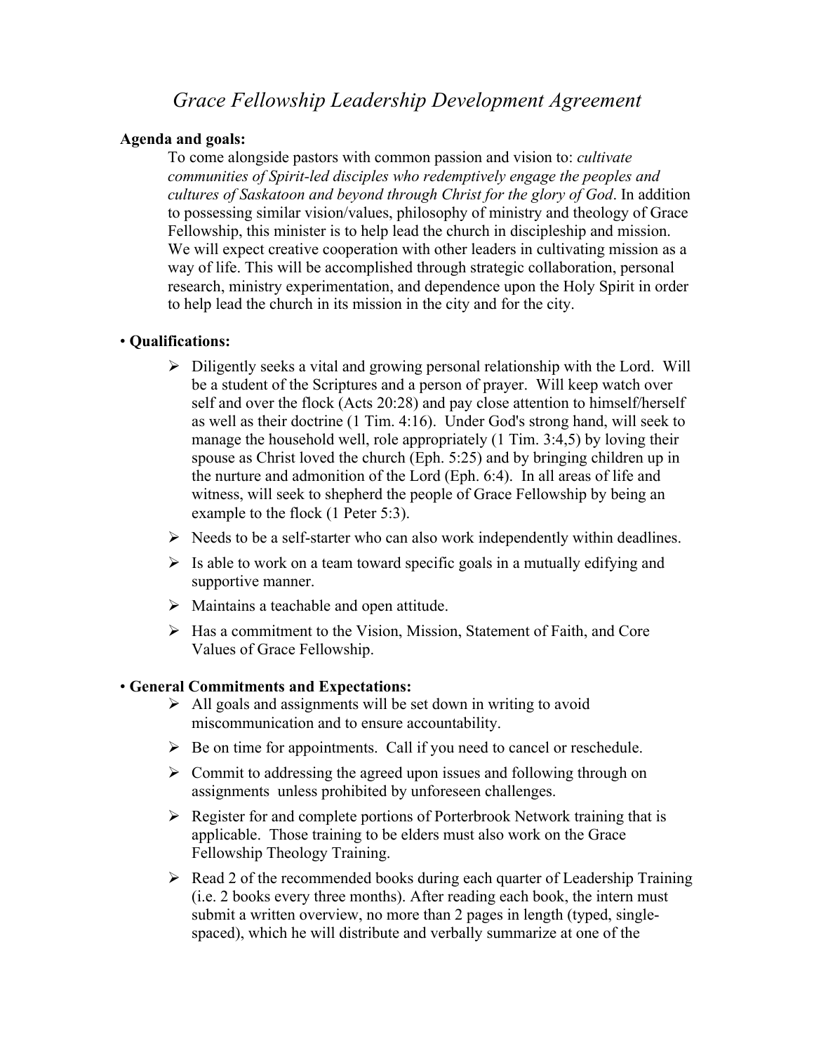# *Grace Fellowship Leadership Development Agreement*

**Agenda and goals:**

To come alongside pastors with common passion and vision to: *cultivate communities of Spirit-led disciples who redemptively engage the peoples and cultures of Saskatoon and beyond through Christ for the glory of God*. In addition to possessing similar vision/values, philosophy of ministry and theology of Grace Fellowship, this minister is to help lead the church in discipleship and mission. We will expect creative cooperation with other leaders in cultivating mission as a way of life. This will be accomplished through strategic collaboration, personal research, ministry experimentation, and dependence upon the Holy Spirit in order to help lead the church in its mission in the city and for the city.

- **Qualifications:**
  - Diligently seeks a vital and growing personal relationship with the Lord. Will be a student of the Scriptures and a person of prayer. Will keep watch over self and over the flock (Acts 20:28) and pay close attention to himself/herself as well as their doctrine (1 Tim. 4:16). Under God's strong hand, will seek to manage the household well, role appropriately (1 Tim. 3:4,5) by loving their spouse as Christ loved the church (Eph. 5:25) and by bringing children up in the nurture and admonition of the Lord (Eph. 6:4). In all areas of life and witness, will seek to shepherd the people of Grace Fellowship by being an example to the flock (1 Peter 5:3).
  - Needs to be a self-starter who can also work independently within deadlines.
  - Is able to work on a team toward specific goals in a mutually edifying and supportive manner.
  - Maintains a teachable and open attitude.
  - Has a commitment to the Vision, Mission, Statement of Faith, and Core Values of Grace Fellowship.

- **General Commitments and Expectations:**
  - All goals and assignments will be set down in writing to avoid miscommunication and to ensure accountability.
  - Be on time for appointments. Call if you need to cancel or reschedule.
  - Commit to addressing the agreed upon issues and following through on assignments unless prohibited by unforeseen challenges.
  - Register for and complete portions of Porterbrook Network training that is applicable. Those training to be elders must also work on the Grace Fellowship Theology Training.
  - Read 2 of the recommended books during each quarter of Leadership Training (i.e. 2 books every three months). After reading each book, the intern must submit a written overview, no more than 2 pages in length (typed, single-spaced), which he will distribute and verbally summarize at one of the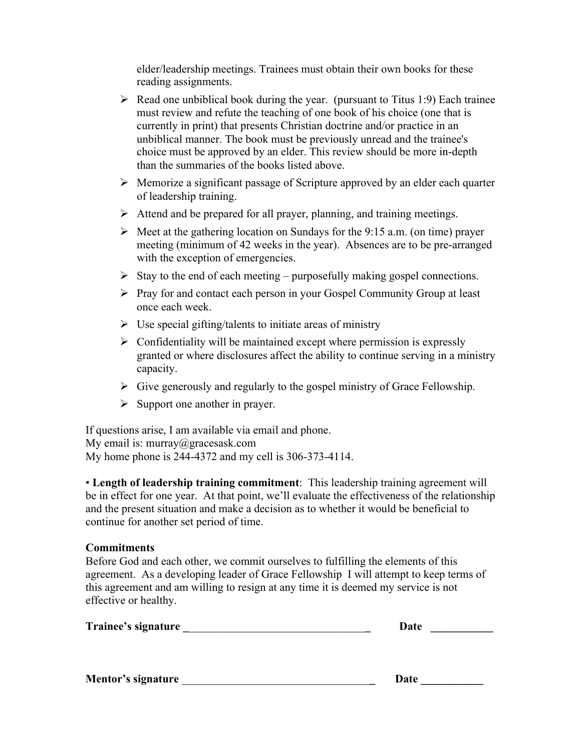elder/leadership meetings. Trainees must obtain their own books for these reading assignments.

- Read one unbiblical book during the year. (pursuant to Titus 1:9) Each trainee must review and refute the teaching of one book of his choice (one that is currently in print) that presents Christian doctrine and/or practice in an unbiblical manner. The book must be previously unread and the trainee's choice must be approved by an elder. This review should be more in-depth than the summaries of the books listed above.
- Memorize a significant passage of Scripture approved by an elder each quarter of leadership training.
- Attend and be prepared for all prayer, planning, and training meetings.
- Meet at the gathering location on Sundays for the 9:15 a.m. (on time) prayer meeting (minimum of 42 weeks in the year). Absences are to be pre-arranged with the exception of emergencies.
- Stay to the end of each meeting – purposefully making gospel connections.
- Pray for and contact each person in your Gospel Community Group at least once each week.
- Use special gifting/talents to initiate areas of ministry
- Confidentiality will be maintained except where permission is expressly granted or where disclosures affect the ability to continue serving in a ministry capacity.
- Give generously and regularly to the gospel ministry of Grace Fellowship.
- Support one another in prayer.

If questions arise, I am available via email and phone.
My email is: murray@gracesask.com
My home phone is 244-4372 and my cell is 306-373-4114.

• **Length of leadership training commitment**: This leadership training agreement will be in effect for one year. At that point, we'll evaluate the effectiveness of the relationship and the present situation and make a decision as to whether it would be beneficial to continue for another set period of time.

**Commitments**
Before God and each other, we commit ourselves to fulfilling the elements of this agreement. As a developing leader of Grace Fellowship I will attempt to keep terms of this agreement and am willing to resign at any time it is deemed my service is not effective or healthy.

**Trainee's signature** __________________________________ **Date** ___________

**Mentor's signature** __________________________________ **Date** ___________